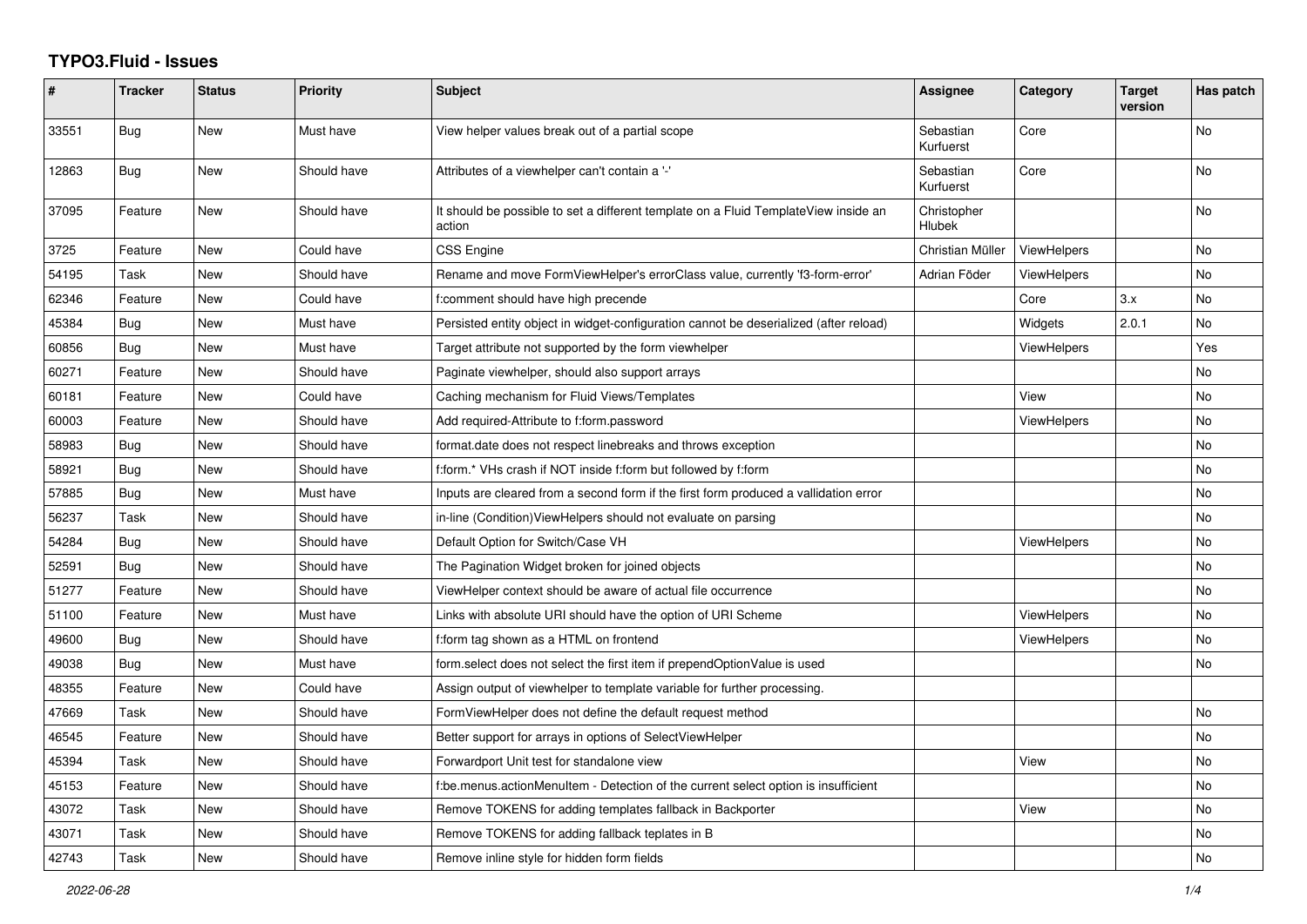# TYPO3.Fluid - Issues

| # | Tracker | Status | Priority | Subject | Assignee | Category | Target version | Has patch |
|---|---|---|---|---|---|---|---|---|
| 33551 | Bug | New | Must have | View helper values break out of a partial scope | Sebastian Kurfuerst | Core | | No |
| 12863 | Bug | New | Should have | Attributes of a viewhelper can't contain a '-' | Sebastian Kurfuerst | Core | | No |
| 37095 | Feature | New | Should have | It should be possible to set a different template on a Fluid TemplateView inside an action | Christopher Hlubek | | | No |
| 3725 | Feature | New | Could have | CSS Engine | Christian Müller | ViewHelpers | | No |
| 54195 | Task | New | Should have | Rename and move FormViewHelper's errorClass value, currently 'f3-form-error' | Adrian Föder | ViewHelpers | | No |
| 62346 | Feature | New | Could have | f:comment should have high precende | | Core | 3.x | No |
| 45384 | Bug | New | Must have | Persisted entity object in widget-configuration cannot be deserialized (after reload) | | Widgets | 2.0.1 | No |
| 60856 | Bug | New | Must have | Target attribute not supported by the form viewhelper | | ViewHelpers | | Yes |
| 60271 | Feature | New | Should have | Paginate viewhelper, should also support arrays | | | | No |
| 60181 | Feature | New | Could have | Caching mechanism for Fluid Views/Templates | | View | | No |
| 60003 | Feature | New | Should have | Add required-Attribute to f:form.password | | ViewHelpers | | No |
| 58983 | Bug | New | Should have | format.date does not respect linebreaks and throws exception | | | | No |
| 58921 | Bug | New | Should have | f:form.* VHs crash if NOT inside f:form but followed by f:form | | | | No |
| 57885 | Bug | New | Must have | Inputs are cleared from a second form if the first form produced a vallidation error | | | | No |
| 56237 | Task | New | Should have | in-line (Condition)ViewHelpers should not evaluate on parsing | | | | No |
| 54284 | Bug | New | Should have | Default Option for Switch/Case VH | | ViewHelpers | | No |
| 52591 | Bug | New | Should have | The Pagination Widget broken for joined objects | | | | No |
| 51277 | Feature | New | Should have | ViewHelper context should be aware of actual file occurrence | | | | No |
| 51100 | Feature | New | Must have | Links with absolute URI should have the option of URI Scheme | | ViewHelpers | | No |
| 49600 | Bug | New | Should have | f:form tag shown as a HTML on frontend | | ViewHelpers | | No |
| 49038 | Bug | New | Must have | form.select does not select the first item if prependOptionValue is used | | | | No |
| 48355 | Feature | New | Could have | Assign output of viewhelper to template variable for further processing. | | | | |
| 47669 | Task | New | Should have | FormViewHelper does not define the default request method | | | | No |
| 46545 | Feature | New | Should have | Better support for arrays in options of SelectViewHelper | | | | No |
| 45394 | Task | New | Should have | Forwardport Unit test for standalone view | | View | | No |
| 45153 | Feature | New | Should have | f:be.menus.actionMenuItem - Detection of the current select option is insufficient | | | | No |
| 43072 | Task | New | Should have | Remove TOKENS for adding templates fallback in Backporter | | View | | No |
| 43071 | Task | New | Should have | Remove TOKENS for adding fallback teplates in B | | | | No |
| 42743 | Task | New | Should have | Remove inline style for hidden form fields | | | | No |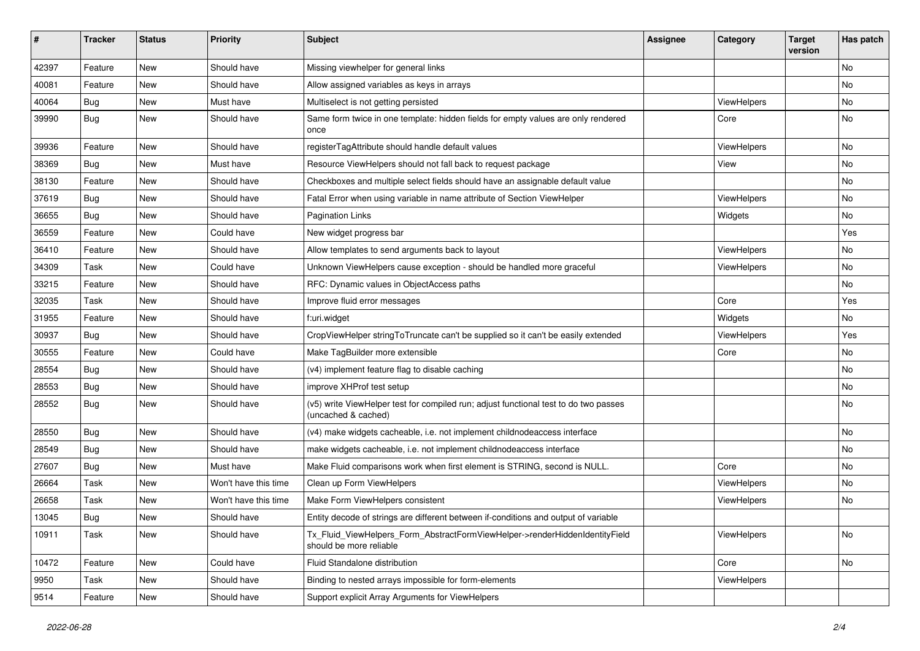| # | Tracker | Status | Priority | Subject | Assignee | Category | Target version | Has patch |
|---|---|---|---|---|---|---|---|---|
| 42397 | Feature | New | Should have | Missing viewhelper for general links | | | | No |
| 40081 | Feature | New | Should have | Allow assigned variables as keys in arrays | | | | No |
| 40064 | Bug | New | Must have | Multiselect is not getting persisted | | ViewHelpers | | No |
| 39990 | Bug | New | Should have | Same form twice in one template: hidden fields for empty values are only rendered once | | Core | | No |
| 39936 | Feature | New | Should have | registerTagAttribute should handle default values | | ViewHelpers | | No |
| 38369 | Bug | New | Must have | Resource ViewHelpers should not fall back to request package | | View | | No |
| 38130 | Feature | New | Should have | Checkboxes and multiple select fields should have an assignable default value | | | | No |
| 37619 | Bug | New | Should have | Fatal Error when using variable in name attribute of Section ViewHelper | | ViewHelpers | | No |
| 36655 | Bug | New | Should have | Pagination Links | | Widgets | | No |
| 36559 | Feature | New | Could have | New widget progress bar | | | | Yes |
| 36410 | Feature | New | Should have | Allow templates to send arguments back to layout | | ViewHelpers | | No |
| 34309 | Task | New | Could have | Unknown ViewHelpers cause exception - should be handled more graceful | | ViewHelpers | | No |
| 33215 | Feature | New | Should have | RFC: Dynamic values in ObjectAccess paths | | | | No |
| 32035 | Task | New | Should have | Improve fluid error messages | | Core | | Yes |
| 31955 | Feature | New | Should have | f:uri.widget | | Widgets | | No |
| 30937 | Bug | New | Should have | CropViewHelper stringToTruncate can't be supplied so it can't be easily extended | | ViewHelpers | | Yes |
| 30555 | Feature | New | Could have | Make TagBuilder more extensible | | Core | | No |
| 28554 | Bug | New | Should have | (v4) implement feature flag to disable caching | | | | No |
| 28553 | Bug | New | Should have | improve XHProf test setup | | | | No |
| 28552 | Bug | New | Should have | (v5) write ViewHelper test for compiled run; adjust functional test to do two passes (uncached & cached) | | | | No |
| 28550 | Bug | New | Should have | (v4) make widgets cacheable, i.e. not implement childnodeaccess interface | | | | No |
| 28549 | Bug | New | Should have | make widgets cacheable, i.e. not implement childnodeaccess interface | | | | No |
| 27607 | Bug | New | Must have | Make Fluid comparisons work when first element is STRING, second is NULL. | | Core | | No |
| 26664 | Task | New | Won't have this time | Clean up Form ViewHelpers | | ViewHelpers | | No |
| 26658 | Task | New | Won't have this time | Make Form ViewHelpers consistent | | ViewHelpers | | No |
| 13045 | Bug | New | Should have | Entity decode of strings are different between if-conditions and output of variable | | | | |
| 10911 | Task | New | Should have | Tx_Fluid_ViewHelpers_Form_AbstractFormViewHelper->renderHiddenIdentityField should be more reliable | | ViewHelpers | | No |
| 10472 | Feature | New | Could have | Fluid Standalone distribution | | Core | | No |
| 9950 | Task | New | Should have | Binding to nested arrays impossible for form-elements | | ViewHelpers | | |
| 9514 | Feature | New | Should have | Support explicit Array Arguments for ViewHelpers | | | | |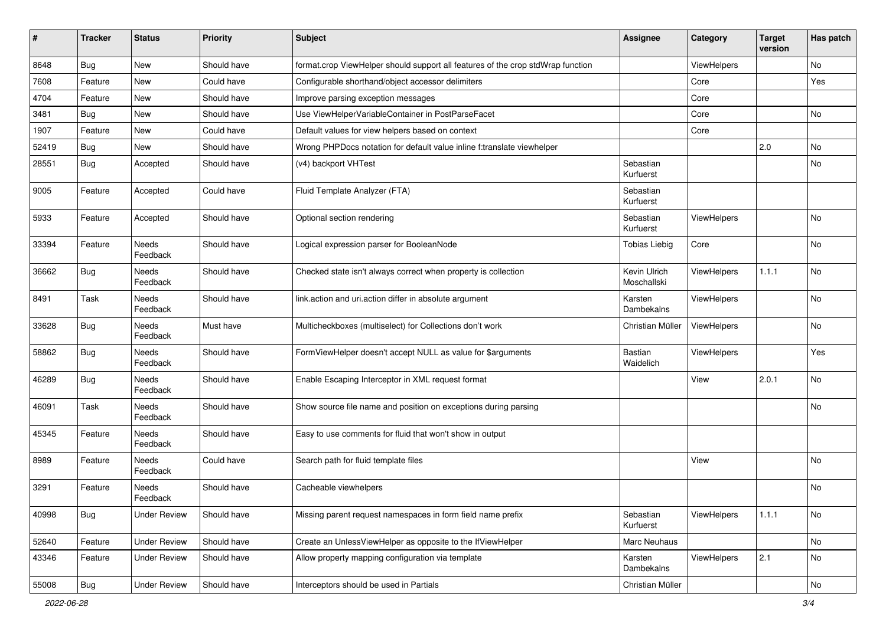| # | Tracker | Status | Priority | Subject | Assignee | Category | Target version | Has patch |
|---|---|---|---|---|---|---|---|---|
| 8648 | Bug | New | Should have | format.crop ViewHelper should support all features of the crop stdWrap function | | ViewHelpers | | No |
| 7608 | Feature | New | Could have | Configurable shorthand/object accessor delimiters | | Core | | Yes |
| 4704 | Feature | New | Should have | Improve parsing exception messages | | Core | | |
| 3481 | Bug | New | Should have | Use ViewHelperVariableContainer in PostParseFacet | | Core | | No |
| 1907 | Feature | New | Could have | Default values for view helpers based on context | | Core | | |
| 52419 | Bug | New | Should have | Wrong PHPDocs notation for default value inline f:translate viewhelper | | | 2.0 | No |
| 28551 | Bug | Accepted | Should have | (v4) backport VHTest | Sebastian Kurfuerst | | | No |
| 9005 | Feature | Accepted | Could have | Fluid Template Analyzer (FTA) | Sebastian Kurfuerst | | | |
| 5933 | Feature | Accepted | Should have | Optional section rendering | Sebastian Kurfuerst | ViewHelpers | | No |
| 33394 | Feature | Needs Feedback | Should have | Logical expression parser for BooleanNode | Tobias Liebig | Core | | No |
| 36662 | Bug | Needs Feedback | Should have | Checked state isn't always correct when property is collection | Kevin Ulrich Moschallski | ViewHelpers | 1.1.1 | No |
| 8491 | Task | Needs Feedback | Should have | link.action and uri.action differ in absolute argument | Karsten Dambekalns | ViewHelpers | | No |
| 33628 | Bug | Needs Feedback | Must have | Multicheckboxes (multiselect) for Collections don't work | Christian Müller | ViewHelpers | | No |
| 58862 | Bug | Needs Feedback | Should have | FormViewHelper doesn't accept NULL as value for $arguments | Bastian Waidelich | ViewHelpers | | Yes |
| 46289 | Bug | Needs Feedback | Should have | Enable Escaping Interceptor in XML request format | | View | 2.0.1 | No |
| 46091 | Task | Needs Feedback | Should have | Show source file name and position on exceptions during parsing | | | | No |
| 45345 | Feature | Needs Feedback | Should have | Easy to use comments for fluid that won't show in output | | | | |
| 8989 | Feature | Needs Feedback | Could have | Search path for fluid template files | | View | | No |
| 3291 | Feature | Needs Feedback | Should have | Cacheable viewhelpers | | | | No |
| 40998 | Bug | Under Review | Should have | Missing parent request namespaces in form field name prefix | Sebastian Kurfuerst | ViewHelpers | 1.1.1 | No |
| 52640 | Feature | Under Review | Should have | Create an UnlessViewHelper as opposite to the IfViewHelper | Marc Neuhaus | | | No |
| 43346 | Feature | Under Review | Should have | Allow property mapping configuration via template | Karsten Dambekalns | ViewHelpers | 2.1 | No |
| 55008 | Bug | Under Review | Should have | Interceptors should be used in Partials | Christian Müller | | | No |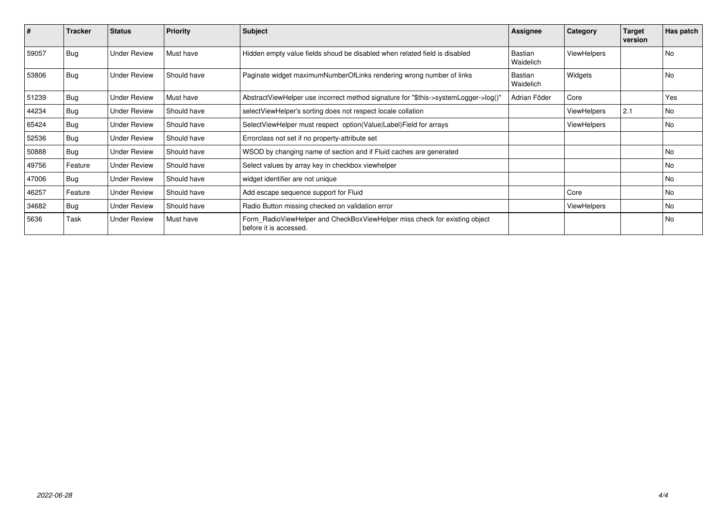| # | Tracker | Status | Priority | Subject | Assignee | Category | Target version | Has patch |
|---|---|---|---|---|---|---|---|---|
| 59057 | Bug | Under Review | Must have | Hidden empty value fields shoud be disabled when related field is disabled | Bastian Waidelich | ViewHelpers | | No |
| 53806 | Bug | Under Review | Should have | Paginate widget maximumNumberOfLinks rendering wrong number of links | Bastian Waidelich | Widgets | | No |
| 51239 | Bug | Under Review | Must have | AbstractViewHelper use incorrect method signature for "$this->systemLogger->log()" | Adrian Föder | Core | | Yes |
| 44234 | Bug | Under Review | Should have | selectViewHelper's sorting does not respect locale collation | | ViewHelpers | 2.1 | No |
| 65424 | Bug | Under Review | Should have | SelectViewHelper must respect option(Value\|Label)Field for arrays | | ViewHelpers | | No |
| 52536 | Bug | Under Review | Should have | Errorclass not set if no property-attribute set | | | | |
| 50888 | Bug | Under Review | Should have | WSOD by changing name of section and if Fluid caches are generated | | | | No |
| 49756 | Feature | Under Review | Should have | Select values by array key in checkbox viewhelper | | | | No |
| 47006 | Bug | Under Review | Should have | widget identifier are not unique | | | | No |
| 46257 | Feature | Under Review | Should have | Add escape sequence support for Fluid | | Core | | No |
| 34682 | Bug | Under Review | Should have | Radio Button missing checked on validation error | | ViewHelpers | | No |
| 5636 | Task | Under Review | Must have | Form_RadioViewHelper and CheckBoxViewHelper miss check for existing object before it is accessed. | | | | No |